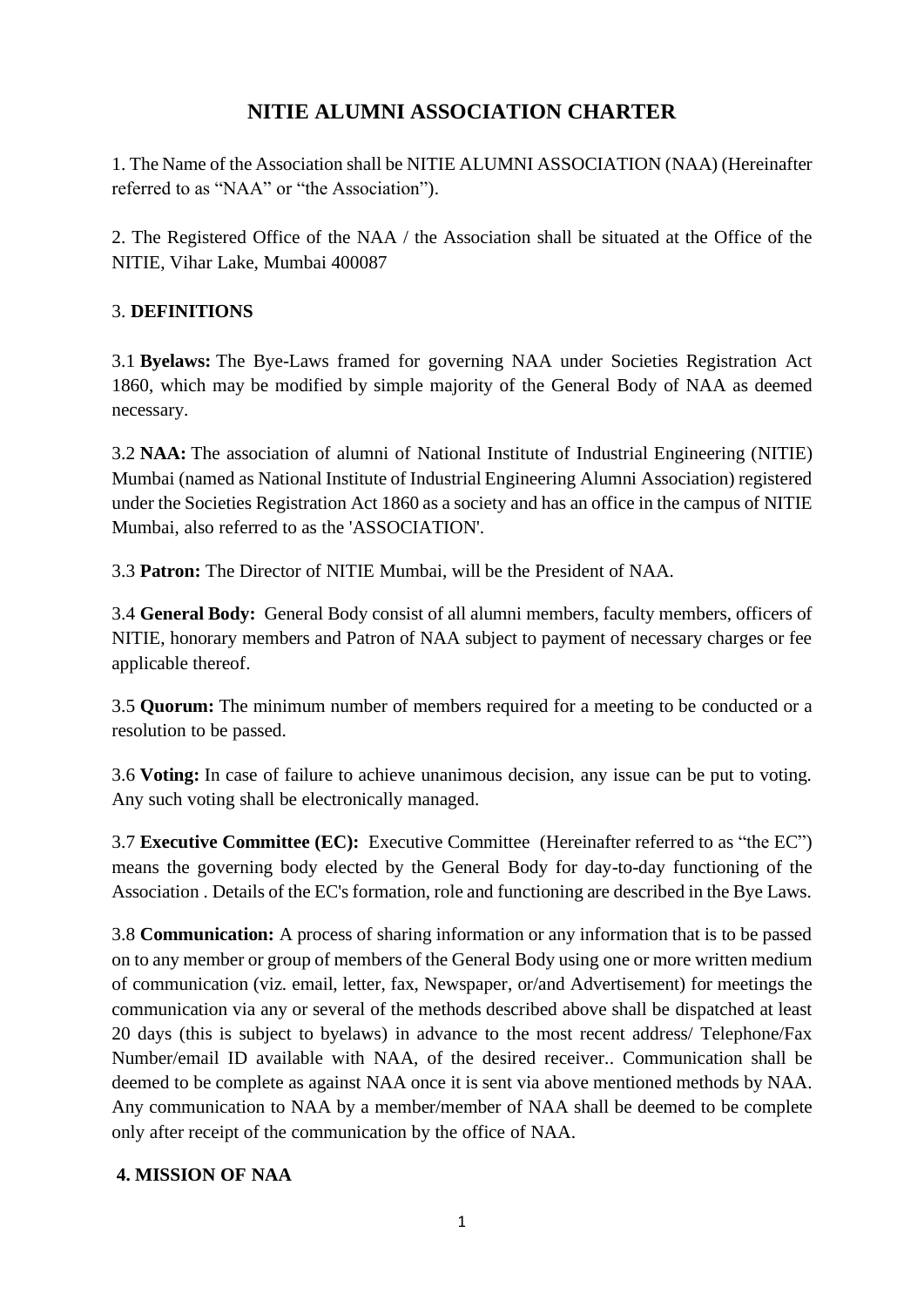# NITIE ALUMNI ASSOCIATION CHARTER

1. The Name of the Association shall be NITIE ALUMNI ASSOCIATION (NAA) (Hereinafter referred to as "NAA" or "the Association").

2. The Registered Office of the NAA / the Association shall be situated at the Office of the NITIE, Vihar Lake, Mumbai 400087

3. **DEFINITIONS**

3.1 **Byelaws:** The Bye-Laws framed for governing NAA under Societies Registration Act 1860, which may be modified by simple majority of the General Body of NAA as deemed necessary.

3.2 **NAA:** The association of alumni of National Institute of Industrial Engineering (NITIE) Mumbai (named as National Institute of Industrial Engineering Alumni Association) registered under the Societies Registration Act 1860 as a society and has an office in the campus of NITIE Mumbai, also referred to as the 'ASSOCIATION'.

3.3 **Patron:** The Director of NITIE Mumbai, will be the President of NAA.

3.4 **General Body:** General Body consist of all alumni members, faculty members, officers of NITIE, honorary members and Patron of NAA subject to payment of necessary charges or fee applicable thereof.

3.5 **Quorum:** The minimum number of members required for a meeting to be conducted or a resolution to be passed.

3.6 **Voting:** In case of failure to achieve unanimous decision, any issue can be put to voting. Any such voting shall be electronically managed.

3.7 **Executive Committee (EC):** Executive Committee (Hereinafter referred to as "the EC") means the governing body elected by the General Body for day-to-day functioning of the Association . Details of the EC's formation, role and functioning are described in the Bye Laws.

3.8 **Communication:** A process of sharing information or any information that is to be passed on to any member or group of members of the General Body using one or more written medium of communication (viz. email, letter, fax, Newspaper, or/and Advertisement) for meetings the communication via any or several of the methods described above shall be dispatched at least 20 days (this is subject to byelaws) in advance to the most recent address/ Telephone/Fax Number/email ID available with NAA, of the desired receiver.. Communication shall be deemed to be complete as against NAA once it is sent via above mentioned methods by NAA. Any communication to NAA by a member/member of NAA shall be deemed to be complete only after receipt of the communication by the office of NAA.

**4. MISSION OF NAA**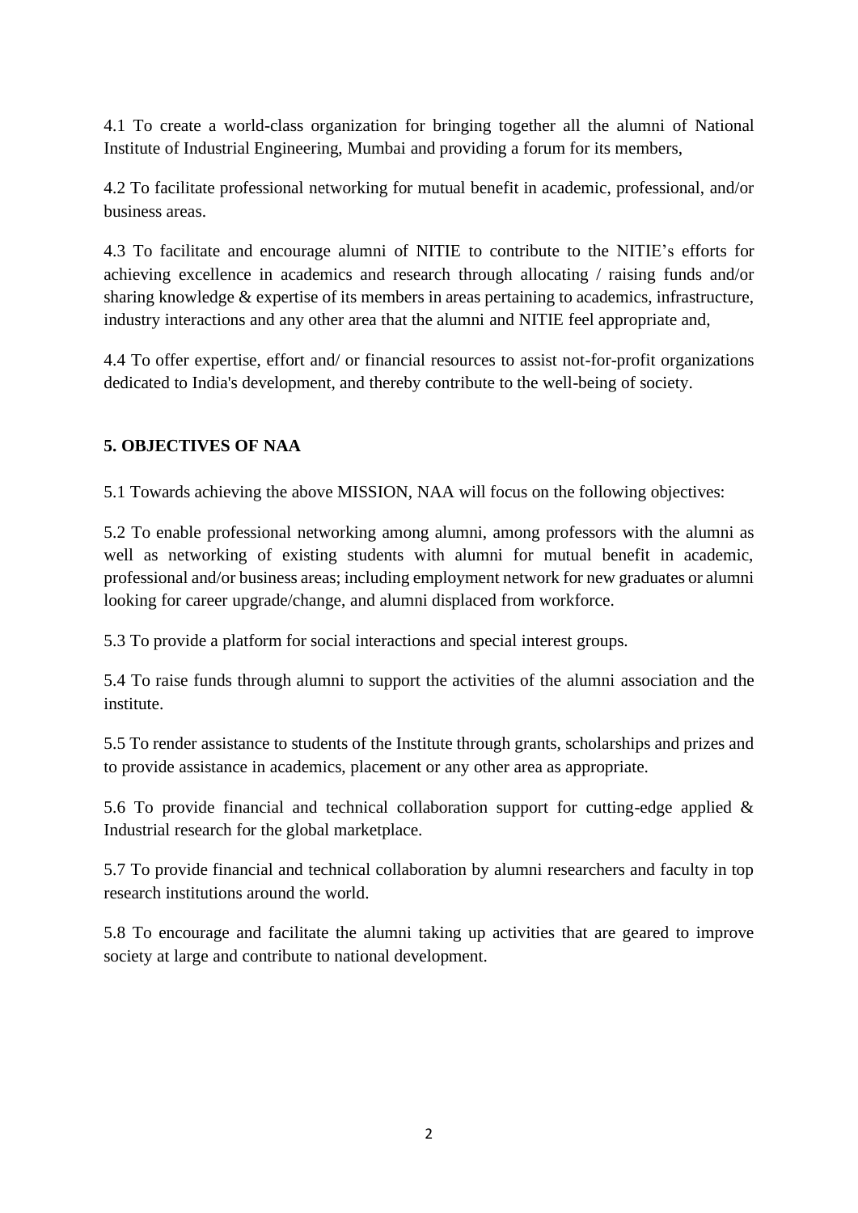4.1 To create a world-class organization for bringing together all the alumni of National Institute of Industrial Engineering, Mumbai and providing a forum for its members,

4.2 To facilitate professional networking for mutual benefit in academic, professional, and/or business areas.

4.3 To facilitate and encourage alumni of NITIE to contribute to the NITIE's efforts for achieving excellence in academics and research through allocating / raising funds and/or sharing knowledge & expertise of its members in areas pertaining to academics, infrastructure, industry interactions and any other area that the alumni and NITIE feel appropriate and,

4.4 To offer expertise, effort and/ or financial resources to assist not-for-profit organizations dedicated to India's development, and thereby contribute to the well-being of society.

## 5. OBJECTIVES OF NAA

5.1 Towards achieving the above MISSION, NAA will focus on the following objectives:

5.2 To enable professional networking among alumni, among professors with the alumni as well as networking of existing students with alumni for mutual benefit in academic, professional and/or business areas; including employment network for new graduates or alumni looking for career upgrade/change, and alumni displaced from workforce.

5.3 To provide a platform for social interactions and special interest groups.

5.4 To raise funds through alumni to support the activities of the alumni association and the institute.

5.5 To render assistance to students of the Institute through grants, scholarships and prizes and to provide assistance in academics, placement or any other area as appropriate.

5.6 To provide financial and technical collaboration support for cutting-edge applied & Industrial research for the global marketplace.

5.7 To provide financial and technical collaboration by alumni researchers and faculty in top research institutions around the world.

5.8 To encourage and facilitate the alumni taking up activities that are geared to improve society at large and contribute to national development.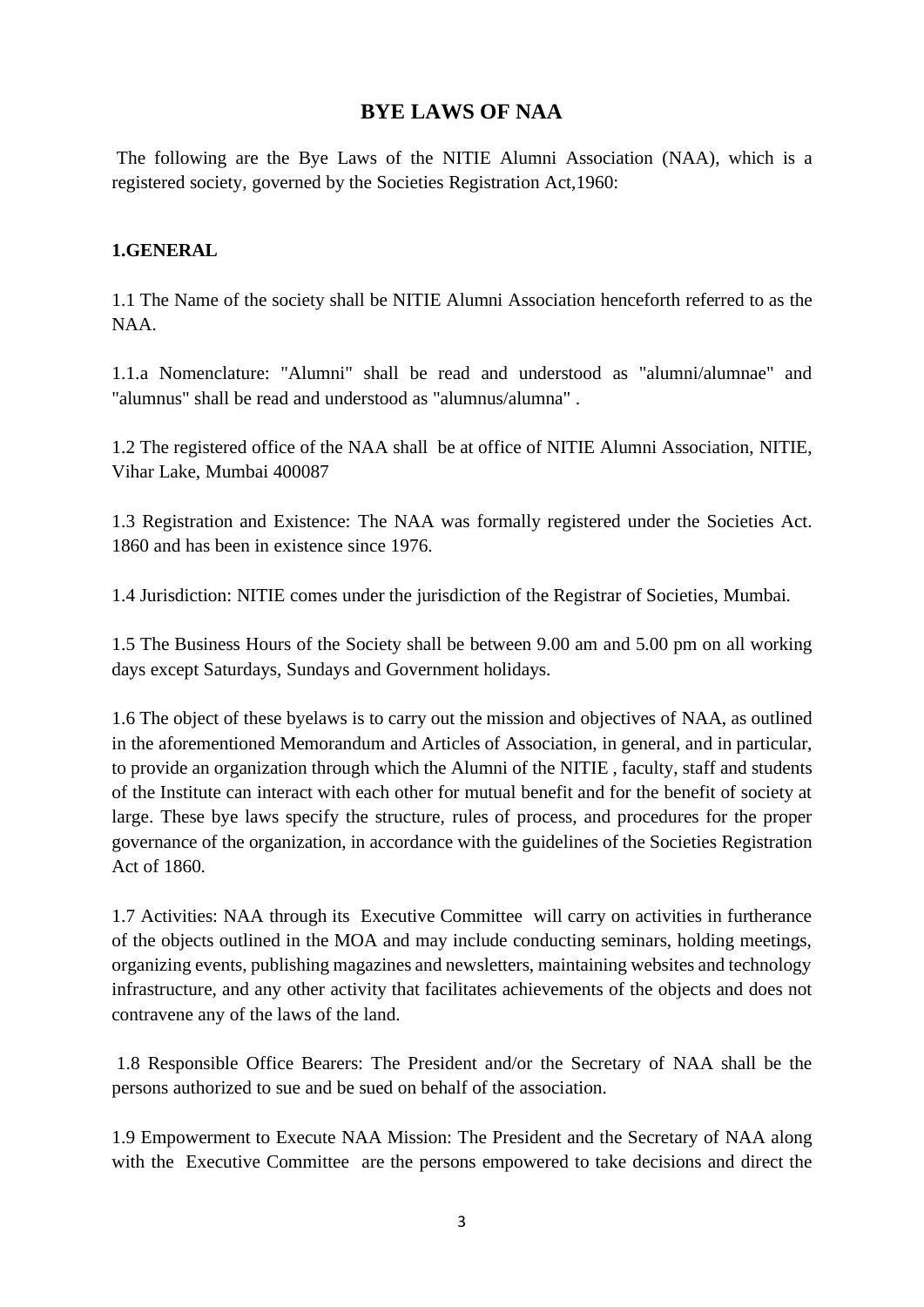## BYE LAWS OF NAA

The following are the Bye Laws of the NITIE Alumni Association (NAA), which is a registered society, governed by the Societies Registration Act,1960:

### 1.GENERAL

1.1 The Name of the society shall be NITIE Alumni Association henceforth referred to as the NAA.

1.1.a Nomenclature: "Alumni" shall be read and understood as "alumni/alumnae" and "alumnus" shall be read and understood as "alumnus/alumna" .

1.2 The registered office of the NAA shall be at office of NITIE Alumni Association, NITIE, Vihar Lake, Mumbai 400087

1.3 Registration and Existence: The NAA was formally registered under the Societies Act. 1860 and has been in existence since 1976.

1.4 Jurisdiction: NITIE comes under the jurisdiction of the Registrar of Societies, Mumbai.

1.5 The Business Hours of the Society shall be between 9.00 am and 5.00 pm on all working days except Saturdays, Sundays and Government holidays.

1.6 The object of these byelaws is to carry out the mission and objectives of NAA, as outlined in the aforementioned Memorandum and Articles of Association, in general, and in particular, to provide an organization through which the Alumni of the NITIE , faculty, staff and students of the Institute can interact with each other for mutual benefit and for the benefit of society at large. These bye laws specify the structure, rules of process, and procedures for the proper governance of the organization, in accordance with the guidelines of the Societies Registration Act of 1860.

1.7 Activities: NAA through its Executive Committee will carry on activities in furtherance of the objects outlined in the MOA and may include conducting seminars, holding meetings, organizing events, publishing magazines and newsletters, maintaining websites and technology infrastructure, and any other activity that facilitates achievements of the objects and does not contravene any of the laws of the land.

1.8 Responsible Office Bearers: The President and/or the Secretary of NAA shall be the persons authorized to sue and be sued on behalf of the association.

1.9 Empowerment to Execute NAA Mission: The President and the Secretary of NAA along with the Executive Committee are the persons empowered to take decisions and direct the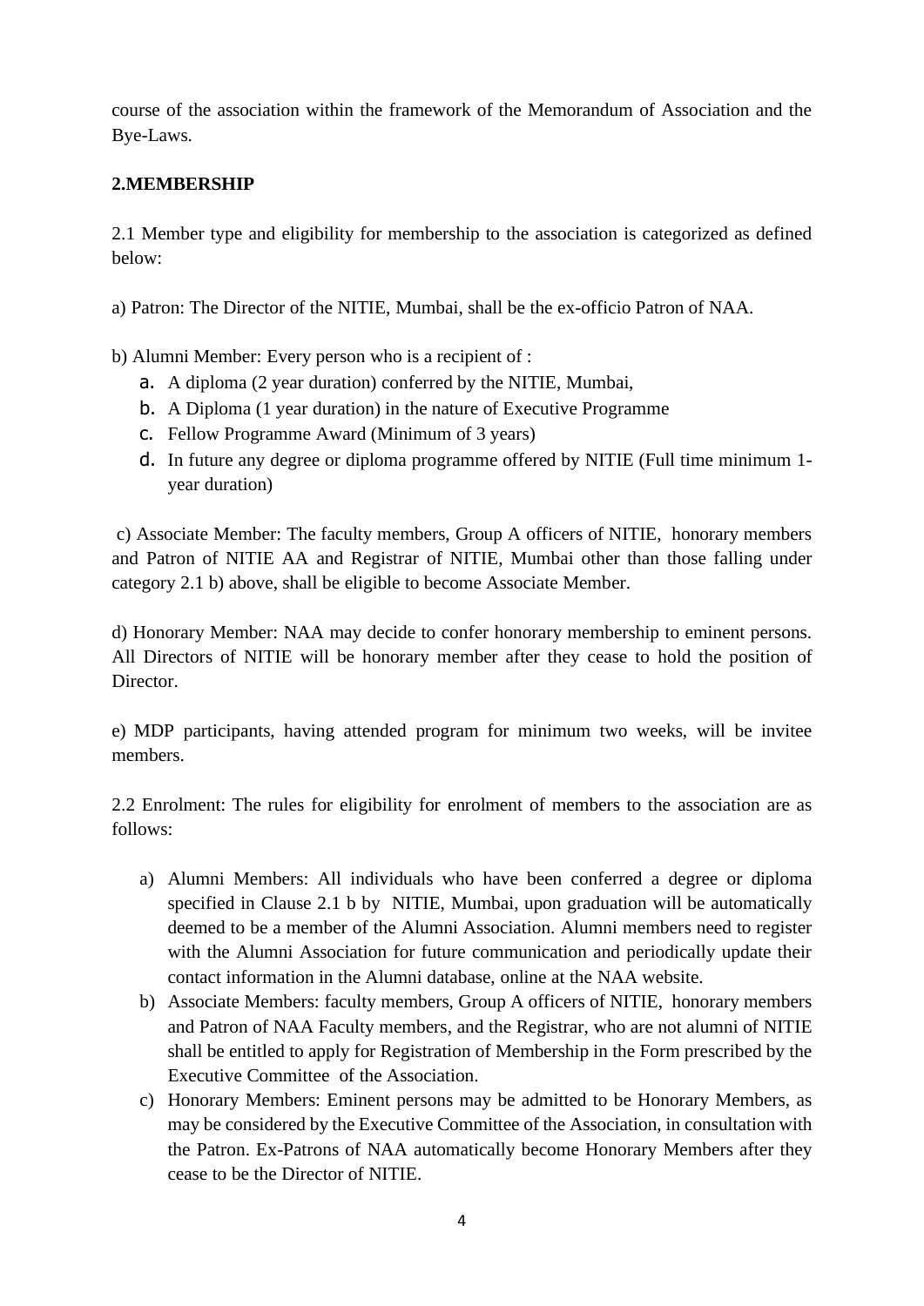course of the association within the framework of the Memorandum of Association and the Bye-Laws.

**2.MEMBERSHIP**

2.1 Member type and eligibility for membership to the association is categorized as defined below:

a) Patron: The Director of the NITIE, Mumbai, shall be the ex-officio Patron of NAA.

b) Alumni Member: Every person who is a recipient of :

a. A diploma (2 year duration) conferred by the NITIE, Mumbai,
b. A Diploma (1 year duration) in the nature of Executive Programme
c. Fellow Programme Award (Minimum of 3 years)
d. In future any degree or diploma programme offered by NITIE (Full time minimum 1-year duration)

c) Associate Member: The faculty members, Group A officers of NITIE, honorary members and Patron of NITIE AA and Registrar of NITIE, Mumbai other than those falling under category 2.1 b) above, shall be eligible to become Associate Member.

d) Honorary Member: NAA may decide to confer honorary membership to eminent persons. All Directors of NITIE will be honorary member after they cease to hold the position of Director.

e) MDP participants, having attended program for minimum two weeks, will be invitee members.

2.2 Enrolment: The rules for eligibility for enrolment of members to the association are as follows:

a) Alumni Members: All individuals who have been conferred a degree or diploma specified in Clause 2.1 b by NITIE, Mumbai, upon graduation will be automatically deemed to be a member of the Alumni Association. Alumni members need to register with the Alumni Association for future communication and periodically update their contact information in the Alumni database, online at the NAA website.
b) Associate Members: faculty members, Group A officers of NITIE, honorary members and Patron of NAA Faculty members, and the Registrar, who are not alumni of NITIE shall be entitled to apply for Registration of Membership in the Form prescribed by the Executive Committee of the Association.
c) Honorary Members: Eminent persons may be admitted to be Honorary Members, as may be considered by the Executive Committee of the Association, in consultation with the Patron. Ex-Patrons of NAA automatically become Honorary Members after they cease to be the Director of NITIE.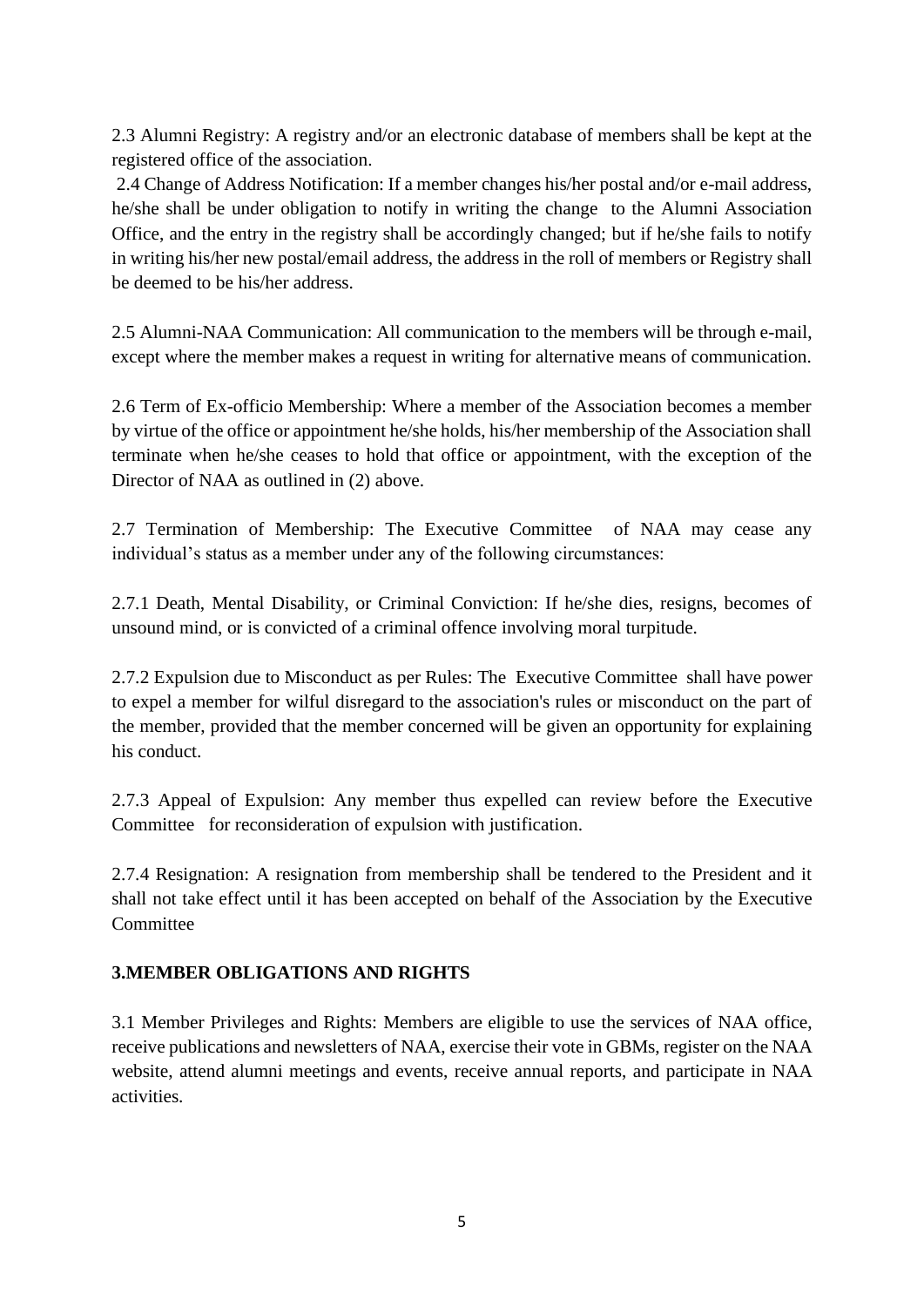2.3 Alumni Registry: A registry and/or an electronic database of members shall be kept at the registered office of the association.

2.4 Change of Address Notification: If a member changes his/her postal and/or e-mail address, he/she shall be under obligation to notify in writing the change to the Alumni Association Office, and the entry in the registry shall be accordingly changed; but if he/she fails to notify in writing his/her new postal/email address, the address in the roll of members or Registry shall be deemed to be his/her address.

2.5 Alumni-NAA Communication: All communication to the members will be through e-mail, except where the member makes a request in writing for alternative means of communication.

2.6 Term of Ex-officio Membership: Where a member of the Association becomes a member by virtue of the office or appointment he/she holds, his/her membership of the Association shall terminate when he/she ceases to hold that office or appointment, with the exception of the Director of NAA as outlined in (2) above.

2.7 Termination of Membership: The Executive Committee of NAA may cease any individual's status as a member under any of the following circumstances:

2.7.1 Death, Mental Disability, or Criminal Conviction: If he/she dies, resigns, becomes of unsound mind, or is convicted of a criminal offence involving moral turpitude.

2.7.2 Expulsion due to Misconduct as per Rules: The Executive Committee shall have power to expel a member for wilful disregard to the association's rules or misconduct on the part of the member, provided that the member concerned will be given an opportunity for explaining his conduct.

2.7.3 Appeal of Expulsion: Any member thus expelled can review before the Executive Committee for reconsideration of expulsion with justification.

2.7.4 Resignation: A resignation from membership shall be tendered to the President and it shall not take effect until it has been accepted on behalf of the Association by the Executive Committee

## 3.MEMBER OBLIGATIONS AND RIGHTS

3.1 Member Privileges and Rights: Members are eligible to use the services of NAA office, receive publications and newsletters of NAA, exercise their vote in GBMs, register on the NAA website, attend alumni meetings and events, receive annual reports, and participate in NAA activities.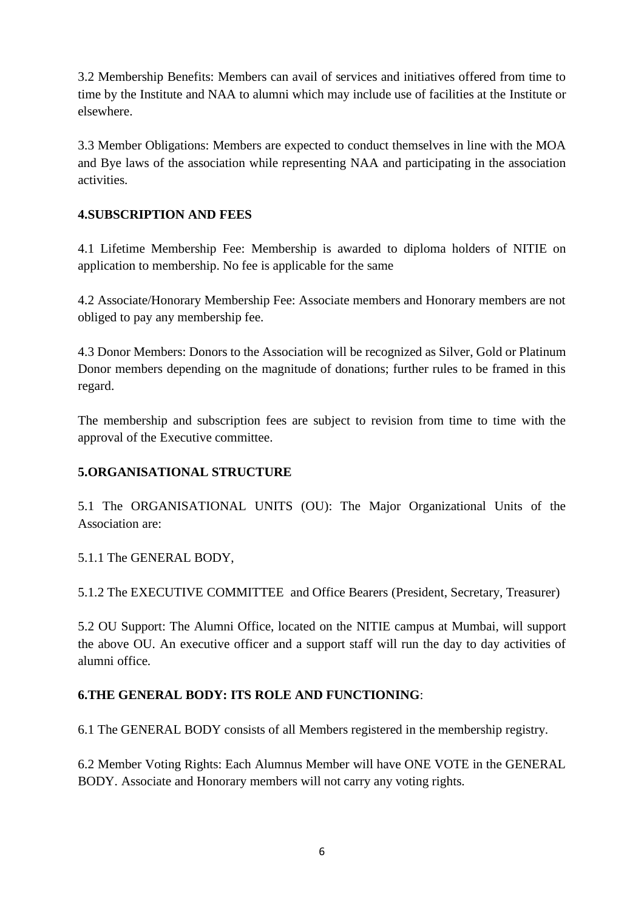3.2 Membership Benefits: Members can avail of services and initiatives offered from time to time by the Institute and NAA to alumni which may include use of facilities at the Institute or elsewhere.

3.3 Member Obligations: Members are expected to conduct themselves in line with the MOA and Bye laws of the association while representing NAA and participating in the association activities.

## 4.SUBSCRIPTION AND FEES

4.1 Lifetime Membership Fee: Membership is awarded to diploma holders of NITIE on application to membership. No fee is applicable for the same

4.2 Associate/Honorary Membership Fee: Associate members and Honorary members are not obliged to pay any membership fee.

4.3 Donor Members: Donors to the Association will be recognized as Silver, Gold or Platinum Donor members depending on the magnitude of donations; further rules to be framed in this regard.

The membership and subscription fees are subject to revision from time to time with the approval of the Executive committee.

## 5.ORGANISATIONAL STRUCTURE

5.1 The ORGANISATIONAL UNITS (OU): The Major Organizational Units of the Association are:

5.1.1 The GENERAL BODY,

5.1.2 The EXECUTIVE COMMITTEE and Office Bearers (President, Secretary, Treasurer)

5.2 OU Support: The Alumni Office, located on the NITIE campus at Mumbai, will support the above OU. An executive officer and a support staff will run the day to day activities of alumni office.

## 6.THE GENERAL BODY: ITS ROLE AND FUNCTIONING:

6.1 The GENERAL BODY consists of all Members registered in the membership registry.

6.2 Member Voting Rights: Each Alumnus Member will have ONE VOTE in the GENERAL BODY. Associate and Honorary members will not carry any voting rights.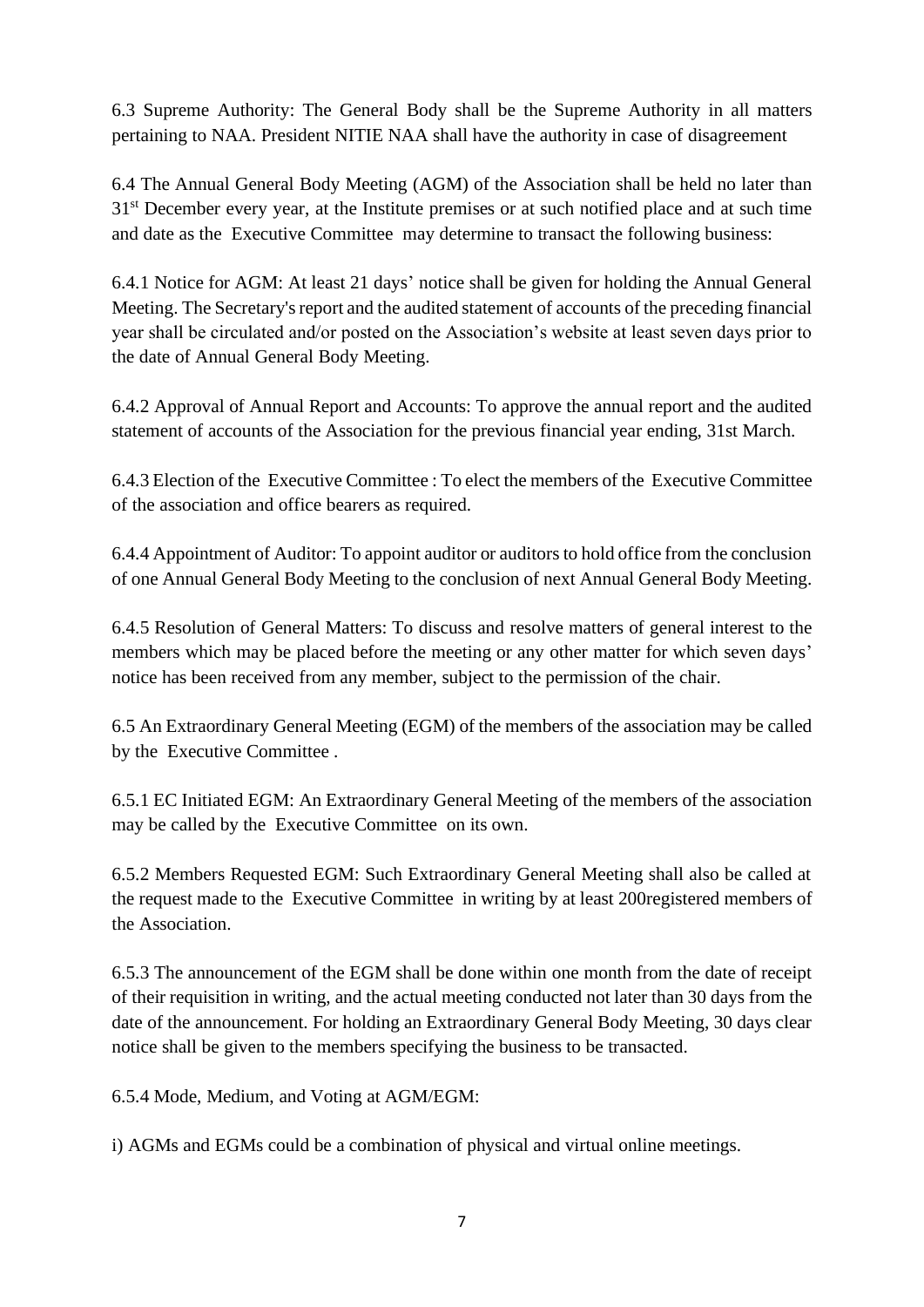6.3 Supreme Authority: The General Body shall be the Supreme Authority in all matters pertaining to NAA. President NITIE NAA shall have the authority in case of disagreement

6.4 The Annual General Body Meeting (AGM) of the Association shall be held no later than 31st December every year, at the Institute premises or at such notified place and at such time and date as the Executive Committee may determine to transact the following business:

6.4.1 Notice for AGM: At least 21 days' notice shall be given for holding the Annual General Meeting. The Secretary's report and the audited statement of accounts of the preceding financial year shall be circulated and/or posted on the Association's website at least seven days prior to the date of Annual General Body Meeting.

6.4.2 Approval of Annual Report and Accounts: To approve the annual report and the audited statement of accounts of the Association for the previous financial year ending, 31st March.

6.4.3 Election of the Executive Committee : To elect the members of the Executive Committee of the association and office bearers as required.

6.4.4 Appointment of Auditor: To appoint auditor or auditors to hold office from the conclusion of one Annual General Body Meeting to the conclusion of next Annual General Body Meeting.

6.4.5 Resolution of General Matters: To discuss and resolve matters of general interest to the members which may be placed before the meeting or any other matter for which seven days' notice has been received from any member, subject to the permission of the chair.

6.5 An Extraordinary General Meeting (EGM) of the members of the association may be called by the Executive Committee .

6.5.1 EC Initiated EGM: An Extraordinary General Meeting of the members of the association may be called by the Executive Committee on its own.

6.5.2 Members Requested EGM: Such Extraordinary General Meeting shall also be called at the request made to the Executive Committee in writing by at least 200registered members of the Association.

6.5.3 The announcement of the EGM shall be done within one month from the date of receipt of their requisition in writing, and the actual meeting conducted not later than 30 days from the date of the announcement. For holding an Extraordinary General Body Meeting, 30 days clear notice shall be given to the members specifying the business to be transacted.

6.5.4 Mode, Medium, and Voting at AGM/EGM:

i) AGMs and EGMs could be a combination of physical and virtual online meetings.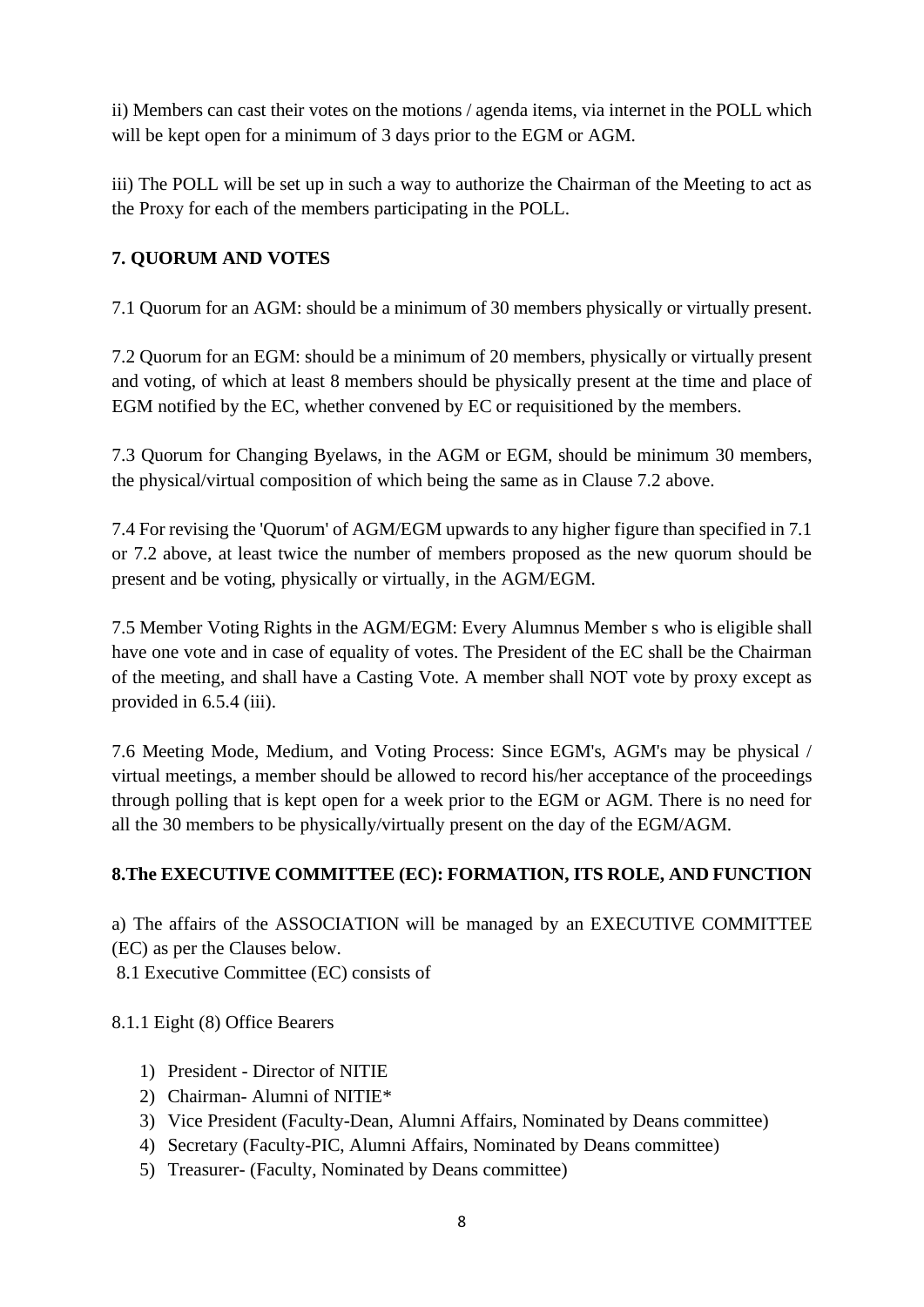ii) Members can cast their votes on the motions / agenda items, via internet in the POLL which will be kept open for a minimum of 3 days prior to the EGM or AGM.

iii) The POLL will be set up in such a way to authorize the Chairman of the Meeting to act as the Proxy for each of the members participating in the POLL.

## 7. QUORUM AND VOTES

7.1 Quorum for an AGM: should be a minimum of 30 members physically or virtually present.

7.2 Quorum for an EGM: should be a minimum of 20 members, physically or virtually present and voting, of which at least 8 members should be physically present at the time and place of EGM notified by the EC, whether convened by EC or requisitioned by the members.

7.3 Quorum for Changing Byelaws, in the AGM or EGM, should be minimum 30 members, the physical/virtual composition of which being the same as in Clause 7.2 above.

7.4 For revising the 'Quorum' of AGM/EGM upwards to any higher figure than specified in 7.1 or 7.2 above, at least twice the number of members proposed as the new quorum should be present and be voting, physically or virtually, in the AGM/EGM.

7.5 Member Voting Rights in the AGM/EGM: Every Alumnus Member s who is eligible shall have one vote and in case of equality of votes. The President of the EC shall be the Chairman of the meeting, and shall have a Casting Vote. A member shall NOT vote by proxy except as provided in 6.5.4 (iii).

7.6 Meeting Mode, Medium, and Voting Process: Since EGM's, AGM's may be physical / virtual meetings, a member should be allowed to record his/her acceptance of the proceedings through polling that is kept open for a week prior to the EGM or AGM. There is no need for all the 30 members to be physically/virtually present on the day of the EGM/AGM.

## 8.The EXECUTIVE COMMITTEE (EC): FORMATION, ITS ROLE, AND FUNCTION

a) The affairs of the ASSOCIATION will be managed by an EXECUTIVE COMMITTEE (EC) as per the Clauses below.

8.1 Executive Committee (EC) consists of

8.1.1 Eight (8) Office Bearers

1) President - Director of NITIE
2) Chairman- Alumni of NITIE*
3) Vice President (Faculty-Dean, Alumni Affairs, Nominated by Deans committee)
4) Secretary (Faculty-PIC, Alumni Affairs, Nominated by Deans committee)
5) Treasurer- (Faculty, Nominated by Deans committee)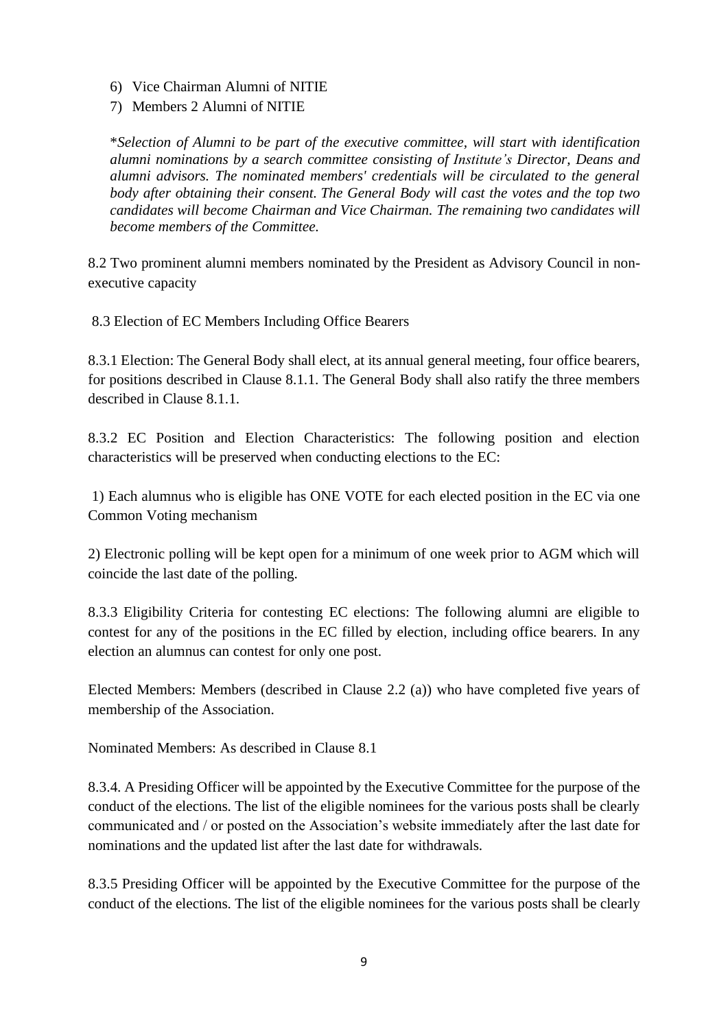6) Vice Chairman Alumni of NITIE
7) Members 2 Alumni of NITIE

*\*Selection of Alumni to be part of the executive committee, will start with identification alumni nominations by a search committee consisting of Institute's Director, Deans and alumni advisors. The nominated members' credentials will be circulated to the general body after obtaining their consent. The General Body will cast the votes and the top two candidates will become Chairman and Vice Chairman. The remaining two candidates will become members of the Committee.*

8.2 Two prominent alumni members nominated by the President as Advisory Council in non-executive capacity

8.3 Election of EC Members Including Office Bearers

8.3.1 Election: The General Body shall elect, at its annual general meeting, four office bearers, for positions described in Clause 8.1.1. The General Body shall also ratify the three members described in Clause 8.1.1.

8.3.2 EC Position and Election Characteristics: The following position and election characteristics will be preserved when conducting elections to the EC:

1) Each alumnus who is eligible has ONE VOTE for each elected position in the EC via one Common Voting mechanism

2) Electronic polling will be kept open for a minimum of one week prior to AGM which will coincide the last date of the polling.

8.3.3 Eligibility Criteria for contesting EC elections: The following alumni are eligible to contest for any of the positions in the EC filled by election, including office bearers. In any election an alumnus can contest for only one post.

Elected Members: Members (described in Clause 2.2 (a)) who have completed five years of membership of the Association.

Nominated Members: As described in Clause 8.1

8.3.4. A Presiding Officer will be appointed by the Executive Committee for the purpose of the conduct of the elections. The list of the eligible nominees for the various posts shall be clearly communicated and / or posted on the Association's website immediately after the last date for nominations and the updated list after the last date for withdrawals.

8.3.5 Presiding Officer will be appointed by the Executive Committee for the purpose of the conduct of the elections. The list of the eligible nominees for the various posts shall be clearly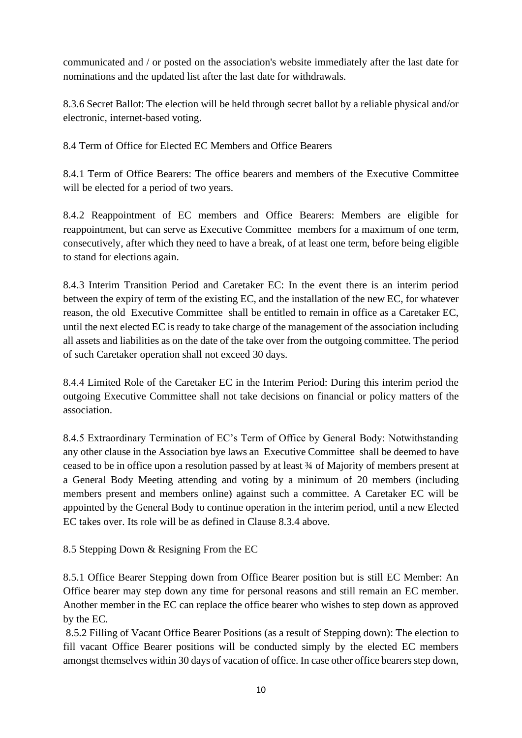communicated and / or posted on the association's website immediately after the last date for nominations and the updated list after the last date for withdrawals.

8.3.6 Secret Ballot: The election will be held through secret ballot by a reliable physical and/or electronic, internet-based voting.

8.4 Term of Office for Elected EC Members and Office Bearers

8.4.1 Term of Office Bearers: The office bearers and members of the Executive Committee will be elected for a period of two years.

8.4.2 Reappointment of EC members and Office Bearers: Members are eligible for reappointment, but can serve as Executive Committee members for a maximum of one term, consecutively, after which they need to have a break, of at least one term, before being eligible to stand for elections again.

8.4.3 Interim Transition Period and Caretaker EC: In the event there is an interim period between the expiry of term of the existing EC, and the installation of the new EC, for whatever reason, the old Executive Committee shall be entitled to remain in office as a Caretaker EC, until the next elected EC is ready to take charge of the management of the association including all assets and liabilities as on the date of the take over from the outgoing committee. The period of such Caretaker operation shall not exceed 30 days.

8.4.4 Limited Role of the Caretaker EC in the Interim Period: During this interim period the outgoing Executive Committee shall not take decisions on financial or policy matters of the association.

8.4.5 Extraordinary Termination of EC's Term of Office by General Body: Notwithstanding any other clause in the Association bye laws an Executive Committee shall be deemed to have ceased to be in office upon a resolution passed by at least ¾ of Majority of members present at a General Body Meeting attending and voting by a minimum of 20 members (including members present and members online) against such a committee. A Caretaker EC will be appointed by the General Body to continue operation in the interim period, until a new Elected EC takes over. Its role will be as defined in Clause 8.3.4 above.

8.5 Stepping Down & Resigning From the EC

8.5.1 Office Bearer Stepping down from Office Bearer position but is still EC Member: An Office bearer may step down any time for personal reasons and still remain an EC member. Another member in the EC can replace the office bearer who wishes to step down as approved by the EC.

8.5.2 Filling of Vacant Office Bearer Positions (as a result of Stepping down): The election to fill vacant Office Bearer positions will be conducted simply by the elected EC members amongst themselves within 30 days of vacation of office. In case other office bearers step down,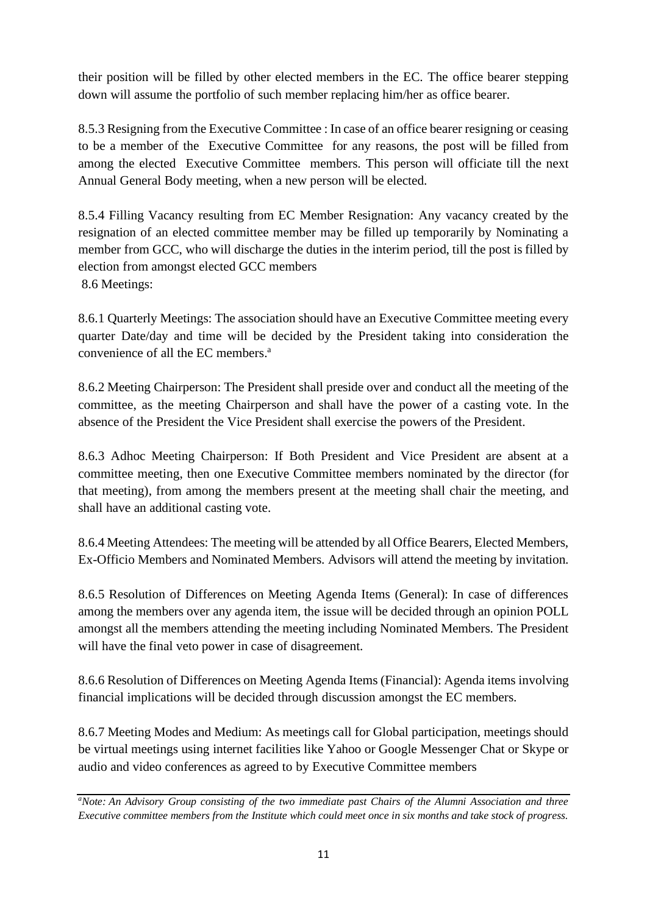their position will be filled by other elected members in the EC. The office bearer stepping down will assume the portfolio of such member replacing him/her as office bearer.

8.5.3 Resigning from the Executive Committee : In case of an office bearer resigning or ceasing to be a member of the Executive Committee for any reasons, the post will be filled from among the elected Executive Committee members. This person will officiate till the next Annual General Body meeting, when a new person will be elected.

8.5.4 Filling Vacancy resulting from EC Member Resignation: Any vacancy created by the resignation of an elected committee member may be filled up temporarily by Nominating a member from GCC, who will discharge the duties in the interim period, till the post is filled by election from amongst elected GCC members

8.6 Meetings:

8.6.1 Quarterly Meetings: The association should have an Executive Committee meeting every quarter Date/day and time will be decided by the President taking into consideration the convenience of all the EC members.[a]

8.6.2 Meeting Chairperson: The President shall preside over and conduct all the meeting of the committee, as the meeting Chairperson and shall have the power of a casting vote. In the absence of the President the Vice President shall exercise the powers of the President.

8.6.3 Adhoc Meeting Chairperson: If Both President and Vice President are absent at a committee meeting, then one Executive Committee members nominated by the director (for that meeting), from among the members present at the meeting shall chair the meeting, and shall have an additional casting vote.

8.6.4 Meeting Attendees: The meeting will be attended by all Office Bearers, Elected Members, Ex-Officio Members and Nominated Members. Advisors will attend the meeting by invitation.

8.6.5 Resolution of Differences on Meeting Agenda Items (General): In case of differences among the members over any agenda item, the issue will be decided through an opinion POLL amongst all the members attending the meeting including Nominated Members. The President will have the final veto power in case of disagreement.

8.6.6 Resolution of Differences on Meeting Agenda Items (Financial): Agenda items involving financial implications will be decided through discussion amongst the EC members.

8.6.7 Meeting Modes and Medium: As meetings call for Global participation, meetings should be virtual meetings using internet facilities like Yahoo or Google Messenger Chat or Skype or audio and video conferences as agreed to by Executive Committee members

---

*[a]Note: An Advisory Group consisting of the two immediate past Chairs of the Alumni Association and three Executive committee members from the Institute which could meet once in six months and take stock of progress.*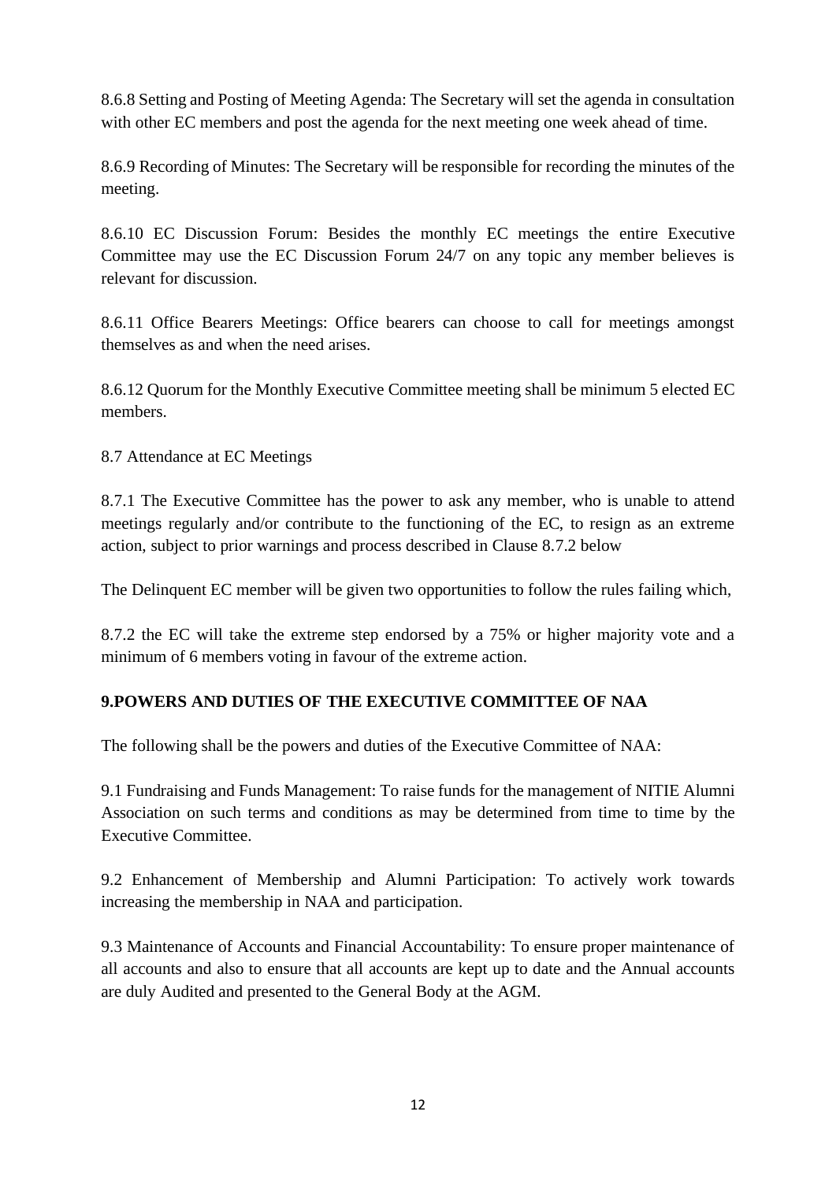8.6.8 Setting and Posting of Meeting Agenda: The Secretary will set the agenda in consultation with other EC members and post the agenda for the next meeting one week ahead of time.

8.6.9 Recording of Minutes: The Secretary will be responsible for recording the minutes of the meeting.

8.6.10 EC Discussion Forum: Besides the monthly EC meetings the entire Executive Committee may use the EC Discussion Forum 24/7 on any topic any member believes is relevant for discussion.

8.6.11 Office Bearers Meetings: Office bearers can choose to call for meetings amongst themselves as and when the need arises.

8.6.12 Quorum for the Monthly Executive Committee meeting shall be minimum 5 elected EC members.

8.7 Attendance at EC Meetings

8.7.1 The Executive Committee has the power to ask any member, who is unable to attend meetings regularly and/or contribute to the functioning of the EC, to resign as an extreme action, subject to prior warnings and process described in Clause 8.7.2 below

The Delinquent EC member will be given two opportunities to follow the rules failing which,

8.7.2 the EC will take the extreme step endorsed by a 75% or higher majority vote and a minimum of 6 members voting in favour of the extreme action.

## 9.POWERS AND DUTIES OF THE EXECUTIVE COMMITTEE OF NAA

The following shall be the powers and duties of the Executive Committee of NAA:

9.1 Fundraising and Funds Management: To raise funds for the management of NITIE Alumni Association on such terms and conditions as may be determined from time to time by the Executive Committee.

9.2 Enhancement of Membership and Alumni Participation: To actively work towards increasing the membership in NAA and participation.

9.3 Maintenance of Accounts and Financial Accountability: To ensure proper maintenance of all accounts and also to ensure that all accounts are kept up to date and the Annual accounts are duly Audited and presented to the General Body at the AGM.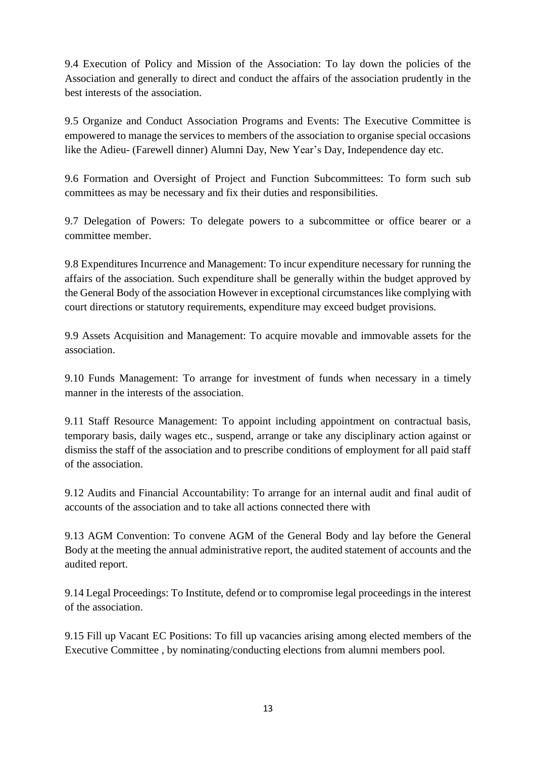9.4 Execution of Policy and Mission of the Association: To lay down the policies of the Association and generally to direct and conduct the affairs of the association prudently in the best interests of the association.

9.5 Organize and Conduct Association Programs and Events: The Executive Committee is empowered to manage the services to members of the association to organise special occasions like the Adieu- (Farewell dinner) Alumni Day, New Year's Day, Independence day etc.

9.6 Formation and Oversight of Project and Function Subcommittees: To form such sub committees as may be necessary and fix their duties and responsibilities.

9.7 Delegation of Powers: To delegate powers to a subcommittee or office bearer or a committee member.

9.8 Expenditures Incurrence and Management: To incur expenditure necessary for running the affairs of the association. Such expenditure shall be generally within the budget approved by the General Body of the association However in exceptional circumstances like complying with court directions or statutory requirements, expenditure may exceed budget provisions.

9.9 Assets Acquisition and Management: To acquire movable and immovable assets for the association.

9.10 Funds Management: To arrange for investment of funds when necessary in a timely manner in the interests of the association.

9.11 Staff Resource Management: To appoint including appointment on contractual basis, temporary basis, daily wages etc., suspend, arrange or take any disciplinary action against or dismiss the staff of the association and to prescribe conditions of employment for all paid staff of the association.

9.12 Audits and Financial Accountability: To arrange for an internal audit and final audit of accounts of the association and to take all actions connected there with

9.13 AGM Convention: To convene AGM of the General Body and lay before the General Body at the meeting the annual administrative report, the audited statement of accounts and the audited report.

9.14 Legal Proceedings: To Institute, defend or to compromise legal proceedings in the interest of the association.

9.15 Fill up Vacant EC Positions: To fill up vacancies arising among elected members of the Executive Committee , by nominating/conducting elections from alumni members pool.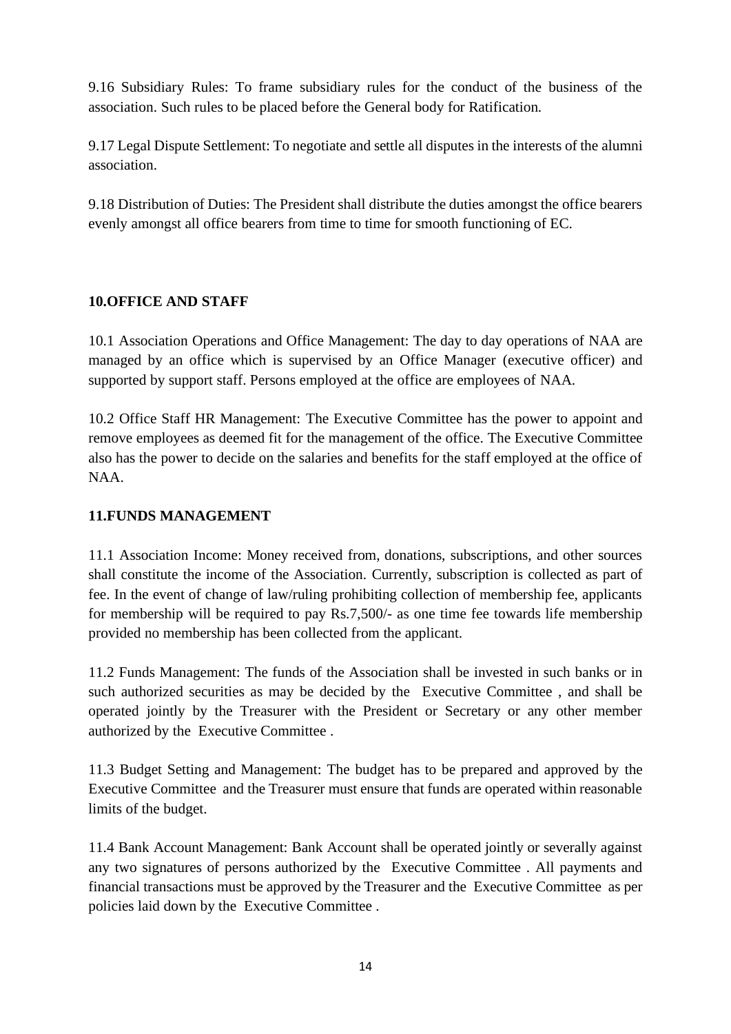9.16 Subsidiary Rules: To frame subsidiary rules for the conduct of the business of the association. Such rules to be placed before the General body for Ratification.

9.17 Legal Dispute Settlement: To negotiate and settle all disputes in the interests of the alumni association.

9.18 Distribution of Duties: The President shall distribute the duties amongst the office bearers evenly amongst all office bearers from time to time for smooth functioning of EC.

## 10.OFFICE AND STAFF

10.1 Association Operations and Office Management: The day to day operations of NAA are managed by an office which is supervised by an Office Manager (executive officer) and supported by support staff. Persons employed at the office are employees of NAA.

10.2 Office Staff HR Management: The Executive Committee has the power to appoint and remove employees as deemed fit for the management of the office. The Executive Committee also has the power to decide on the salaries and benefits for the staff employed at the office of NAA.

## 11.FUNDS MANAGEMENT

11.1 Association Income: Money received from, donations, subscriptions, and other sources shall constitute the income of the Association. Currently, subscription is collected as part of fee. In the event of change of law/ruling prohibiting collection of membership fee, applicants for membership will be required to pay Rs.7,500/- as one time fee towards life membership provided no membership has been collected from the applicant.

11.2 Funds Management: The funds of the Association shall be invested in such banks or in such authorized securities as may be decided by the Executive Committee , and shall be operated jointly by the Treasurer with the President or Secretary or any other member authorized by the Executive Committee .

11.3 Budget Setting and Management: The budget has to be prepared and approved by the Executive Committee and the Treasurer must ensure that funds are operated within reasonable limits of the budget.

11.4 Bank Account Management: Bank Account shall be operated jointly or severally against any two signatures of persons authorized by the Executive Committee . All payments and financial transactions must be approved by the Treasurer and the Executive Committee as per policies laid down by the Executive Committee .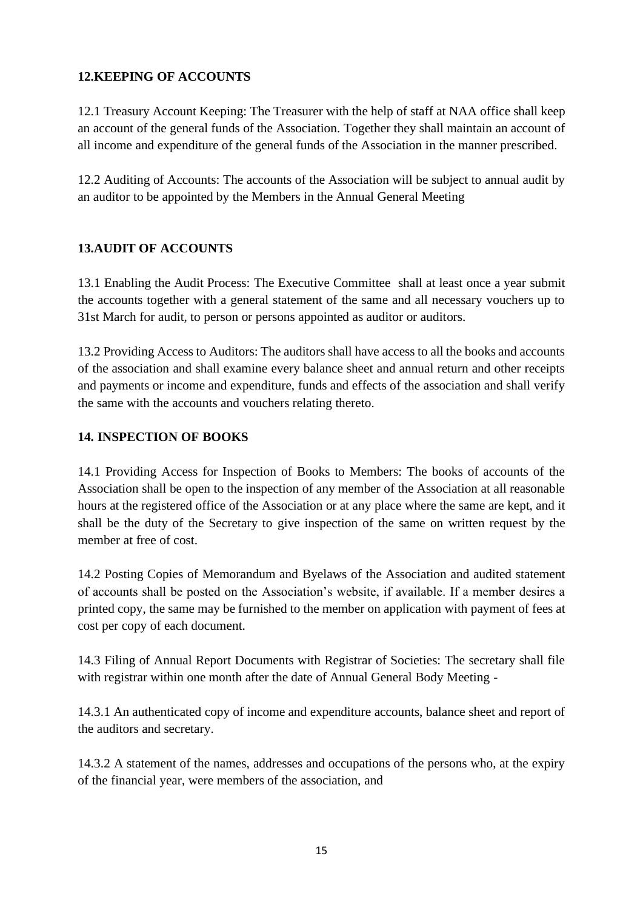## 12.KEEPING OF ACCOUNTS

12.1 Treasury Account Keeping: The Treasurer with the help of staff at NAA office shall keep an account of the general funds of the Association. Together they shall maintain an account of all income and expenditure of the general funds of the Association in the manner prescribed.

12.2 Auditing of Accounts: The accounts of the Association will be subject to annual audit by an auditor to be appointed by the Members in the Annual General Meeting

## 13.AUDIT OF ACCOUNTS

13.1 Enabling the Audit Process: The Executive Committee shall at least once a year submit the accounts together with a general statement of the same and all necessary vouchers up to 31st March for audit, to person or persons appointed as auditor or auditors.

13.2 Providing Access to Auditors: The auditors shall have access to all the books and accounts of the association and shall examine every balance sheet and annual return and other receipts and payments or income and expenditure, funds and effects of the association and shall verify the same with the accounts and vouchers relating thereto.

## 14. INSPECTION OF BOOKS

14.1 Providing Access for Inspection of Books to Members: The books of accounts of the Association shall be open to the inspection of any member of the Association at all reasonable hours at the registered office of the Association or at any place where the same are kept, and it shall be the duty of the Secretary to give inspection of the same on written request by the member at free of cost.

14.2 Posting Copies of Memorandum and Byelaws of the Association and audited statement of accounts shall be posted on the Association's website, if available. If a member desires a printed copy, the same may be furnished to the member on application with payment of fees at cost per copy of each document.

14.3 Filing of Annual Report Documents with Registrar of Societies: The secretary shall file with registrar within one month after the date of Annual General Body Meeting -

14.3.1 An authenticated copy of income and expenditure accounts, balance sheet and report of the auditors and secretary.

14.3.2 A statement of the names, addresses and occupations of the persons who, at the expiry of the financial year, were members of the association, and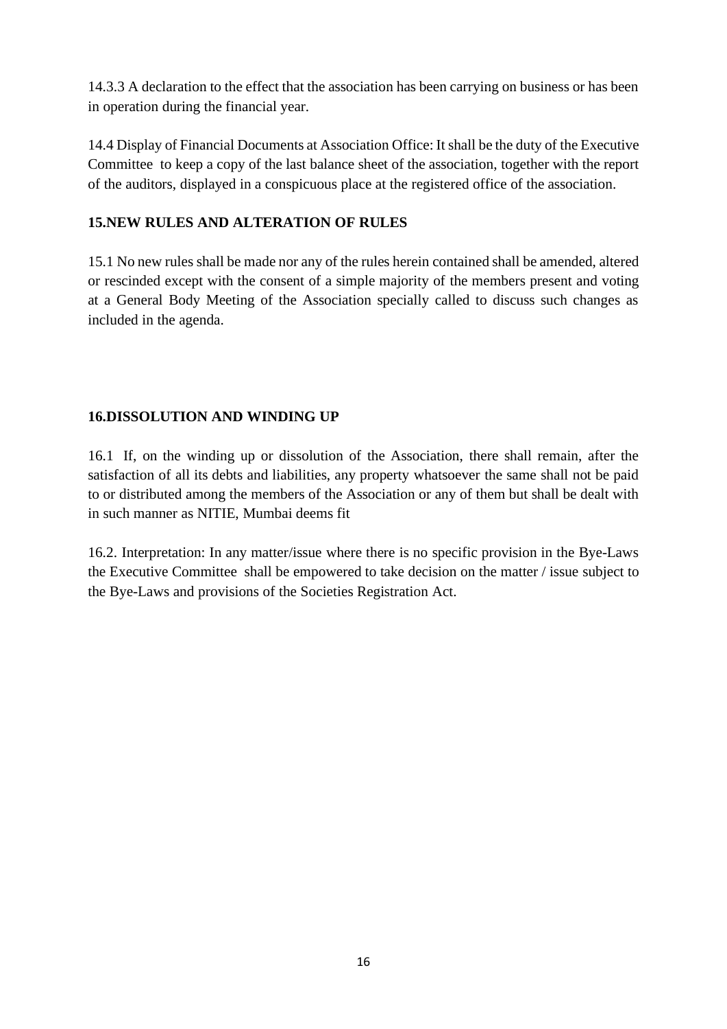14.3.3 A declaration to the effect that the association has been carrying on business or has been in operation during the financial year.

14.4 Display of Financial Documents at Association Office: It shall be the duty of the Executive Committee to keep a copy of the last balance sheet of the association, together with the report of the auditors, displayed in a conspicuous place at the registered office of the association.

## 15.NEW RULES AND ALTERATION OF RULES

15.1 No new rules shall be made nor any of the rules herein contained shall be amended, altered or rescinded except with the consent of a simple majority of the members present and voting at a General Body Meeting of the Association specially called to discuss such changes as included in the agenda.

## 16.DISSOLUTION AND WINDING UP

16.1 If, on the winding up or dissolution of the Association, there shall remain, after the satisfaction of all its debts and liabilities, any property whatsoever the same shall not be paid to or distributed among the members of the Association or any of them but shall be dealt with in such manner as NITIE, Mumbai deems fit

16.2. Interpretation: In any matter/issue where there is no specific provision in the Bye-Laws the Executive Committee shall be empowered to take decision on the matter / issue subject to the Bye-Laws and provisions of the Societies Registration Act.